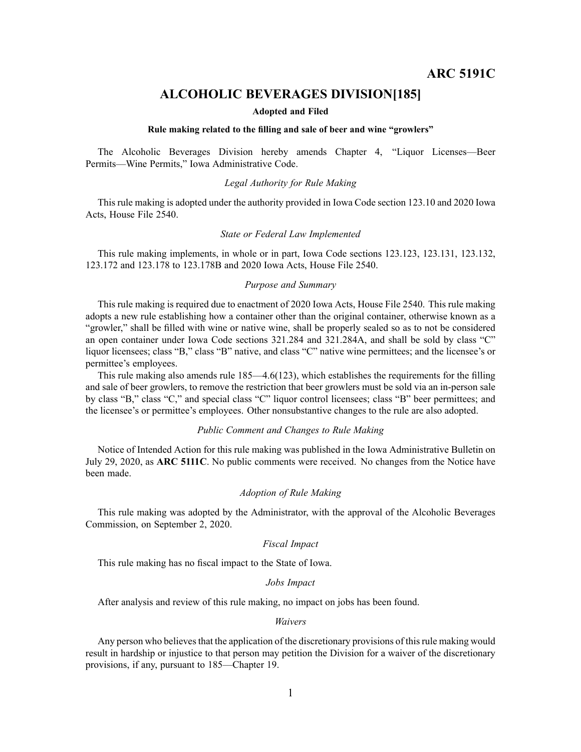# ARC 5191C

## ALCOHOLIC BEVERAGES DIVISION[185]

**Adopted and Filed**

**Rule making related to the filling and sale of beer and wine "growlers"**

The Alcoholic Beverages Division hereby amends Chapter 4, "Liquor Licenses—Beer Permits—Wine Permits," Iowa Administrative Code.

*Legal Authority for Rule Making*

This rule making is adopted under the authority provided in Iowa Code section 123.10 and 2020 Iowa Acts, House File 2540.

*State or Federal Law Implemented*

This rule making implements, in whole or in part, Iowa Code sections 123.123, 123.131, 123.132, 123.172 and 123.178 to 123.178B and 2020 Iowa Acts, House File 2540.

*Purpose and Summary*

This rule making is required due to enactment of 2020 Iowa Acts, House File 2540. This rule making adopts a new rule establishing how a container other than the original container, otherwise known as a "growler," shall be filled with wine or native wine, shall be properly sealed so as to not be considered an open container under Iowa Code sections 321.284 and 321.284A, and shall be sold by class "C" liquor licensees; class "B," class "B" native, and class "C" native wine permittees; and the licensee's or permittee's employees.

This rule making also amends rule 185—4.6(123), which establishes the requirements for the filling and sale of beer growlers, to remove the restriction that beer growlers must be sold via an in-person sale by class "B," class "C," and special class "C" liquor control licensees; class "B" beer permittees; and the licensee's or permittee's employees. Other nonsubstantive changes to the rule are also adopted.

*Public Comment and Changes to Rule Making*

Notice of Intended Action for this rule making was published in the Iowa Administrative Bulletin on July 29, 2020, as **ARC 5111C**. No public comments were received. No changes from the Notice have been made.

*Adoption of Rule Making*

This rule making was adopted by the Administrator, with the approval of the Alcoholic Beverages Commission, on September 2, 2020.

*Fiscal Impact*

This rule making has no fiscal impact to the State of Iowa.

*Jobs Impact*

After analysis and review of this rule making, no impact on jobs has been found.

*Waivers*

Any person who believes that the application of the discretionary provisions of this rule making would result in hardship or injustice to that person may petition the Division for a waiver of the discretionary provisions, if any, pursuant to 185—Chapter 19.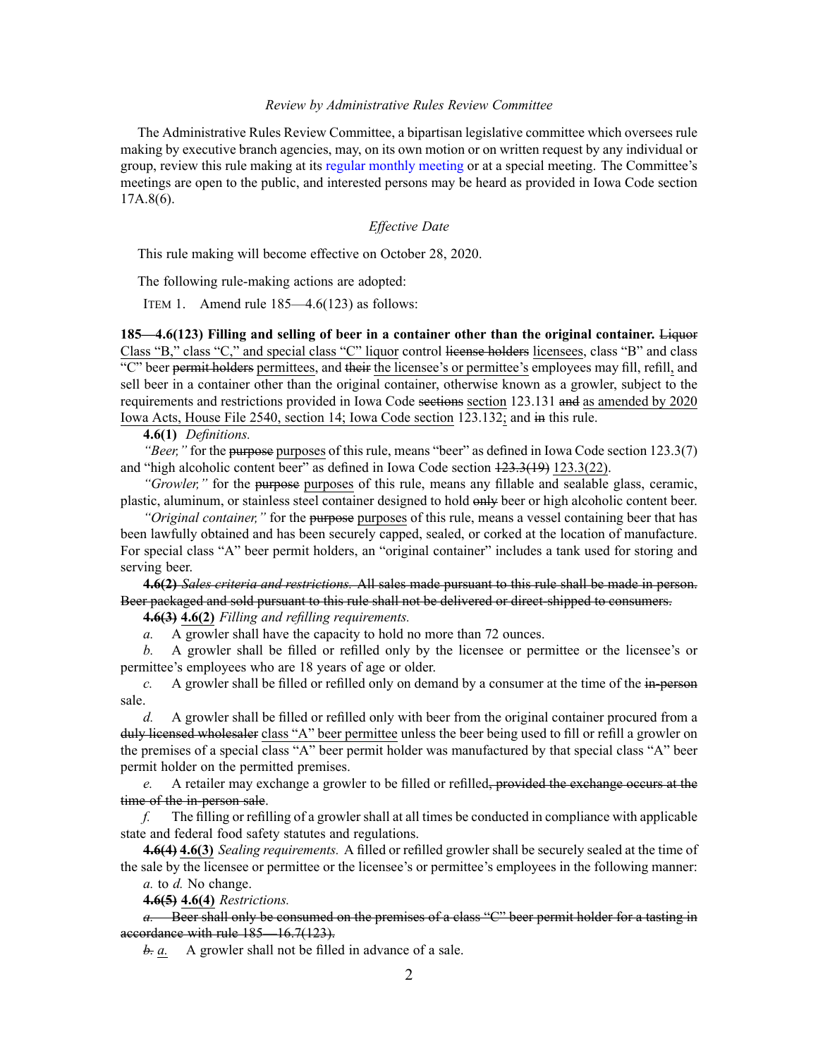*Review by Administrative Rules Review Committee*

The Administrative Rules Review Committee, a bipartisan legislative committee which oversees rule making by executive branch agencies, may, on its own motion or on written request by any individual or group, review this rule making at its regular monthly meeting or at a special meeting. The Committee's meetings are open to the public, and interested persons may be heard as provided in Iowa Code section 17A.8(6).

*Effective Date*

This rule making will become effective on October 28, 2020.

The following rule-making actions are adopted:

ITEM 1. Amend rule 185—4.6(123) as follows:

**185—4.6(123) Filling and selling of beer in a container other than the original container.** ~~Liquor~~ <u>Class "B," class "C," and special class "C" liquor</u> control ~~license holders~~ <u>licensees</u>, class "B" and class "C" beer ~~permit holders~~ <u>permittees</u>, and ~~their~~ <u>the licensee's or permittee's</u> employees may fill, refill<u>,</u> and sell beer in a container other than the original container, otherwise known as a growler, subject to the requirements and restrictions provided in Iowa Code ~~sections~~ <u>section</u> 123.131 ~~and~~ <u>as amended by 2020 Iowa Acts, House File 2540, section 14; Iowa Code section</u> 123.132<u>;</u> and ~~in~~ this rule.

**4.6(1)** *Definitions.*

*"Beer,"* for the ~~purpose~~ <u>purposes</u> of this rule, means "beer" as defined in Iowa Code section 123.3(7) and "high alcoholic content beer" as defined in Iowa Code section ~~123.3(19)~~ <u>123.3(22)</u>.

*"Growler,"* for the ~~purpose~~ <u>purposes</u> of this rule, means any fillable and sealable glass, ceramic, plastic, aluminum, or stainless steel container designed to hold ~~only~~ beer or high alcoholic content beer.

*"Original container,"* for the ~~purpose~~ <u>purposes</u> of this rule, means a vessel containing beer that has been lawfully obtained and has been securely capped, sealed, or corked at the location of manufacture. For special class "A" beer permit holders, an "original container" includes a tank used for storing and serving beer.

~~**4.6(2)** *Sales criteria and restrictions.* All sales made pursuant to this rule shall be made in person. Beer packaged and sold pursuant to this rule shall not be delivered or direct-shipped to consumers.~~

~~**4.6(3)**~~ <u>**4.6(2)**</u> *Filling and refilling requirements.*

*a.* A growler shall have the capacity to hold no more than 72 ounces.

*b.* A growler shall be filled or refilled only by the licensee or permittee or the licensee's or permittee's employees who are 18 years of age or older.

*c.* A growler shall be filled or refilled only on demand by a consumer at the time of the ~~in-person~~ sale.

*d.* A growler shall be filled or refilled only with beer from the original container procured from a ~~duly licensed wholesaler~~ <u>class "A" beer permittee</u> unless the beer being used to fill or refill a growler on the premises of a special class "A" beer permit holder was manufactured by that special class "A" beer permit holder on the permitted premises.

*e.* A retailer may exchange a growler to be filled or refilled~~, provided the exchange occurs at the time of the in-person sale~~.

*f.* The filling or refilling of a growler shall at all times be conducted in compliance with applicable state and federal food safety statutes and regulations.

~~**4.6(4)**~~ <u>**4.6(3)**</u> *Sealing requirements.* A filled or refilled growler shall be securely sealed at the time of the sale by the licensee or permittee or the licensee's or permittee's employees in the following manner:

*a.* to *d.* No change.

~~**4.6(5)**~~ <u>**4.6(4)**</u> *Restrictions.*

~~*a.* Beer shall only be consumed on the premises of a class "C" beer permit holder for a tasting in accordance with rule 185—16.7(123).~~

~~*b.*~~ <u>*a.*</u> A growler shall not be filled in advance of a sale.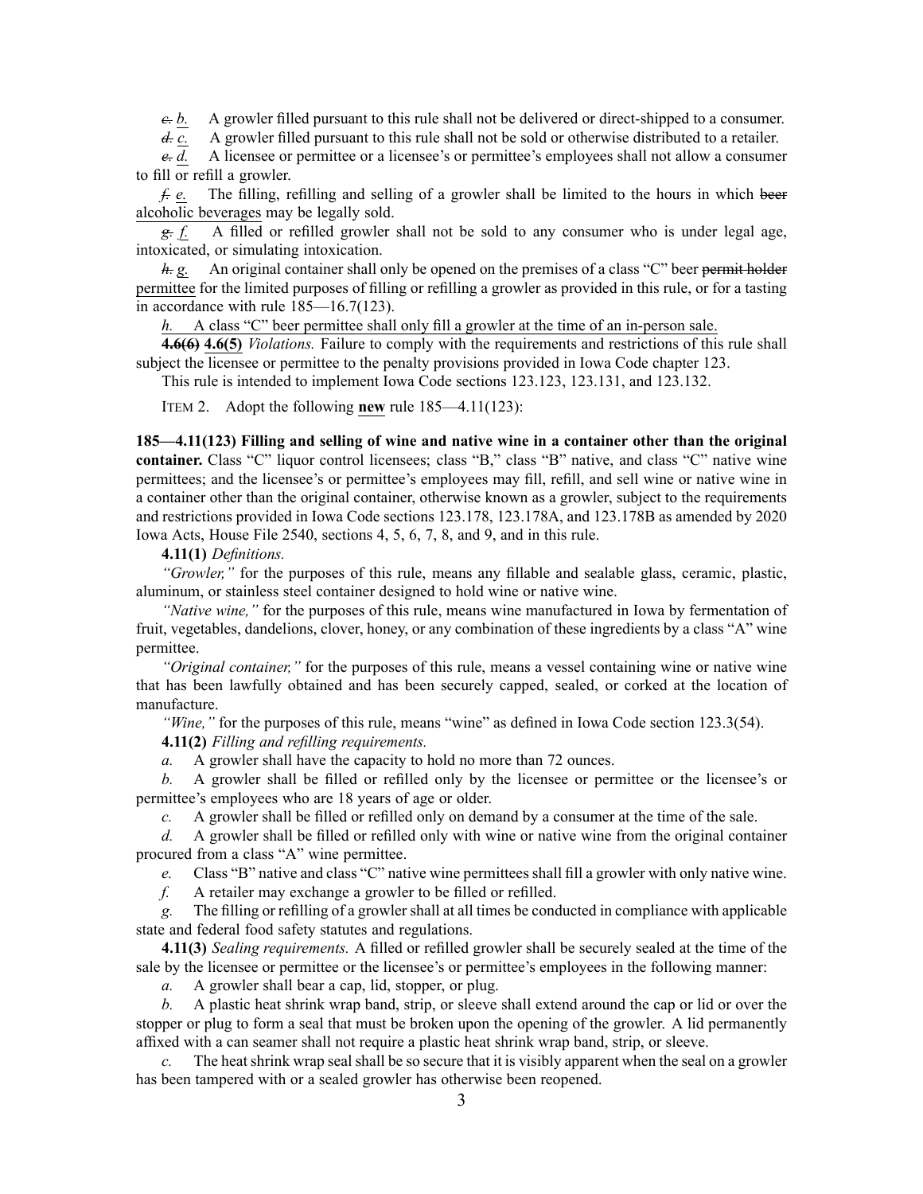~~*c.*~~ <u>*b.*</u> A growler filled pursuant to this rule shall not be delivered or direct-shipped to a consumer.

~~*d.*~~ <u>*c.*</u> A growler filled pursuant to this rule shall not be sold or otherwise distributed to a retailer.

~~*e.*~~ <u>*d.*</u> A licensee or permittee or a licensee's or permittee's employees shall not allow a consumer to fill or refill a growler.

~~*f.*~~ <u>*e.*</u> The filling, refilling and selling of a growler shall be limited to the hours in which ~~beer~~ <u>alcoholic beverages</u> may be legally sold.

~~*g.*~~ <u>*f.*</u> A filled or refilled growler shall not be sold to any consumer who is under legal age, intoxicated, or simulating intoxication.

~~*h.*~~ <u>*g.*</u> An original container shall only be opened on the premises of a class "C" beer ~~permit holder~~ <u>permittee</u> for the limited purposes of filling or refilling a growler as provided in this rule, or for a tasting in accordance with rule 185—16.7(123).

<u>*h.* A class "C" beer permittee shall only fill a growler at the time of an in-person sale.</u>

~~**4.6(6)**~~ <u>**4.6(5)**</u> *Violations.* Failure to comply with the requirements and restrictions of this rule shall subject the licensee or permittee to the penalty provisions provided in Iowa Code chapter 123.

This rule is intended to implement Iowa Code sections 123.123, 123.131, and 123.132.

ITEM 2. Adopt the following **new** rule 185—4.11(123):

**185—4.11(123) Filling and selling of wine and native wine in a container other than the original container.** Class "C" liquor control licensees; class "B," class "B" native, and class "C" native wine permittees; and the licensee's or permittee's employees may fill, refill, and sell wine or native wine in a container other than the original container, otherwise known as a growler, subject to the requirements and restrictions provided in Iowa Code sections 123.178, 123.178A, and 123.178B as amended by 2020 Iowa Acts, House File 2540, sections 4, 5, 6, 7, 8, and 9, and in this rule.

**4.11(1)** *Definitions.*

*"Growler,"* for the purposes of this rule, means any fillable and sealable glass, ceramic, plastic, aluminum, or stainless steel container designed to hold wine or native wine.

*"Native wine,"* for the purposes of this rule, means wine manufactured in Iowa by fermentation of fruit, vegetables, dandelions, clover, honey, or any combination of these ingredients by a class "A" wine permittee.

*"Original container,"* for the purposes of this rule, means a vessel containing wine or native wine that has been lawfully obtained and has been securely capped, sealed, or corked at the location of manufacture.

*"Wine,"* for the purposes of this rule, means "wine" as defined in Iowa Code section 123.3(54).

**4.11(2)** *Filling and refilling requirements.*

*a.* A growler shall have the capacity to hold no more than 72 ounces.

*b.* A growler shall be filled or refilled only by the licensee or permittee or the licensee's or permittee's employees who are 18 years of age or older.

*c.* A growler shall be filled or refilled only on demand by a consumer at the time of the sale.

*d.* A growler shall be filled or refilled only with wine or native wine from the original container procured from a class "A" wine permittee.

*e.* Class "B" native and class "C" native wine permittees shall fill a growler with only native wine.

*f.* A retailer may exchange a growler to be filled or refilled.

*g.* The filling or refilling of a growler shall at all times be conducted in compliance with applicable state and federal food safety statutes and regulations.

**4.11(3)** *Sealing requirements.* A filled or refilled growler shall be securely sealed at the time of the sale by the licensee or permittee or the licensee's or permittee's employees in the following manner:

*a.* A growler shall bear a cap, lid, stopper, or plug.

*b.* A plastic heat shrink wrap band, strip, or sleeve shall extend around the cap or lid or over the stopper or plug to form a seal that must be broken upon the opening of the growler. A lid permanently affixed with a can seamer shall not require a plastic heat shrink wrap band, strip, or sleeve.

*c.* The heat shrink wrap seal shall be so secure that it is visibly apparent when the seal on a growler has been tampered with or a sealed growler has otherwise been reopened.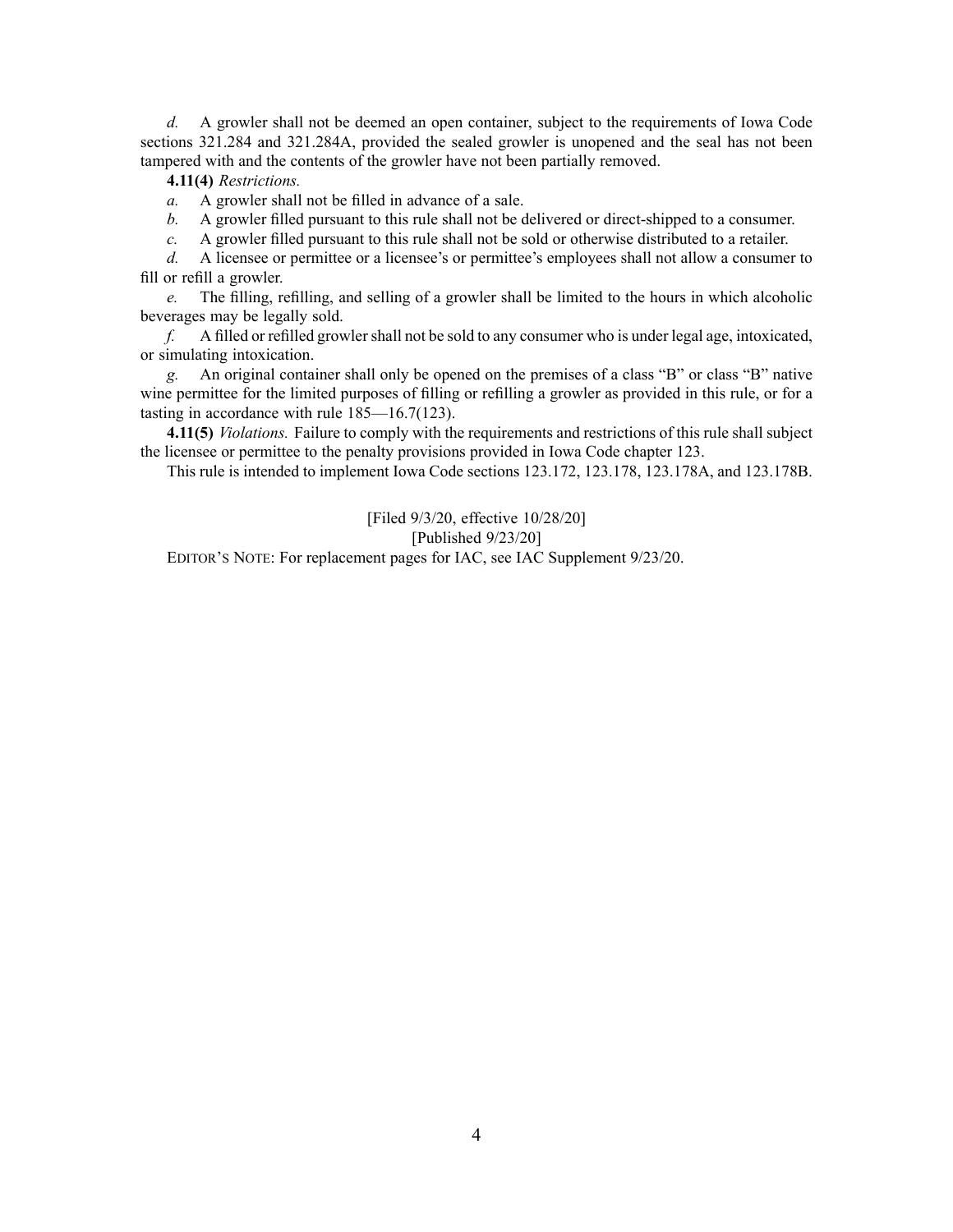*d.* A growler shall not be deemed an open container, subject to the requirements of Iowa Code sections 321.284 and 321.284A, provided the sealed growler is unopened and the seal has not been tampered with and the contents of the growler have not been partially removed.

**4.11(4)** *Restrictions.*

*a.* A growler shall not be filled in advance of a sale.

*b.* A growler filled pursuant to this rule shall not be delivered or direct-shipped to a consumer.

*c.* A growler filled pursuant to this rule shall not be sold or otherwise distributed to a retailer.

*d.* A licensee or permittee or a licensee's or permittee's employees shall not allow a consumer to fill or refill a growler.

*e.* The filling, refilling, and selling of a growler shall be limited to the hours in which alcoholic beverages may be legally sold.

*f.* A filled or refilled growler shall not be sold to any consumer who is under legal age, intoxicated, or simulating intoxication.

*g.* An original container shall only be opened on the premises of a class "B" or class "B" native wine permittee for the limited purposes of filling or refilling a growler as provided in this rule, or for a tasting in accordance with rule 185—16.7(123).

**4.11(5)** *Violations.* Failure to comply with the requirements and restrictions of this rule shall subject the licensee or permittee to the penalty provisions provided in Iowa Code chapter 123.

This rule is intended to implement Iowa Code sections 123.172, 123.178, 123.178A, and 123.178B.

[Filed 9/3/20, effective 10/28/20]
[Published 9/23/20]

EDITOR'S NOTE: For replacement pages for IAC, see IAC Supplement 9/23/20.